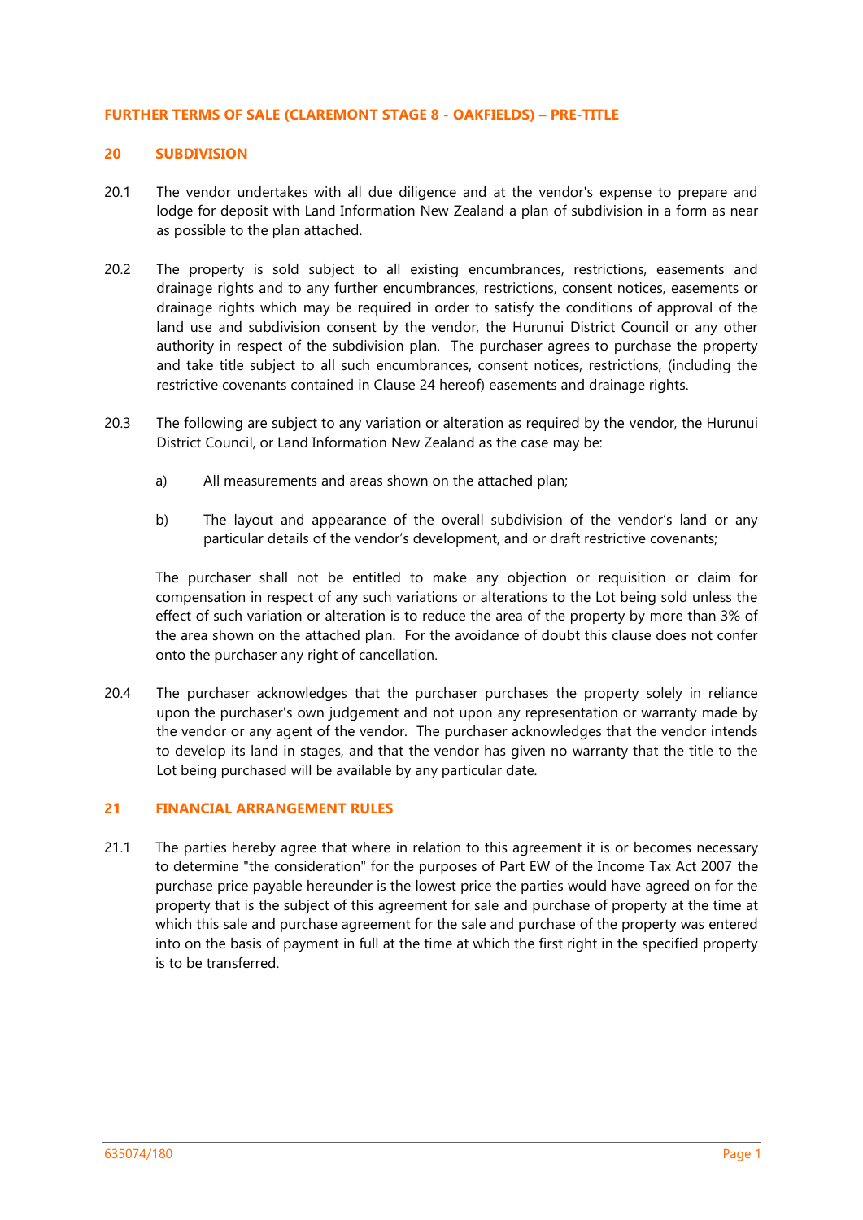# FURTHER TERMS OF SALE (CLAREMONT STAGE 8 - OAKFIELDS) – PRE-TITLE

## 20 SUBDIVISION

20.1 The vendor undertakes with all due diligence and at the vendor's expense to prepare and lodge for deposit with Land Information New Zealand a plan of subdivision in a form as near as possible to the plan attached.

20.2 The property is sold subject to all existing encumbrances, restrictions, easements and drainage rights and to any further encumbrances, restrictions, consent notices, easements or drainage rights which may be required in order to satisfy the conditions of approval of the land use and subdivision consent by the vendor, the Hurunui District Council or any other authority in respect of the subdivision plan. The purchaser agrees to purchase the property and take title subject to all such encumbrances, consent notices, restrictions, (including the restrictive covenants contained in Clause 24 hereof) easements and drainage rights.

20.3 The following are subject to any variation or alteration as required by the vendor, the Hurunui District Council, or Land Information New Zealand as the case may be:

a) All measurements and areas shown on the attached plan;

b) The layout and appearance of the overall subdivision of the vendor's land or any particular details of the vendor's development, and or draft restrictive covenants;

The purchaser shall not be entitled to make any objection or requisition or claim for compensation in respect of any such variations or alterations to the Lot being sold unless the effect of such variation or alteration is to reduce the area of the property by more than 3% of the area shown on the attached plan. For the avoidance of doubt this clause does not confer onto the purchaser any right of cancellation.

20.4 The purchaser acknowledges that the purchaser purchases the property solely in reliance upon the purchaser's own judgement and not upon any representation or warranty made by the vendor or any agent of the vendor. The purchaser acknowledges that the vendor intends to develop its land in stages, and that the vendor has given no warranty that the title to the Lot being purchased will be available by any particular date.

## 21 FINANCIAL ARRANGEMENT RULES

21.1 The parties hereby agree that where in relation to this agreement it is or becomes necessary to determine "the consideration" for the purposes of Part EW of the Income Tax Act 2007 the purchase price payable hereunder is the lowest price the parties would have agreed on for the property that is the subject of this agreement for sale and purchase of property at the time at which this sale and purchase agreement for the sale and purchase of the property was entered into on the basis of payment in full at the time at which the first right in the specified property is to be transferred.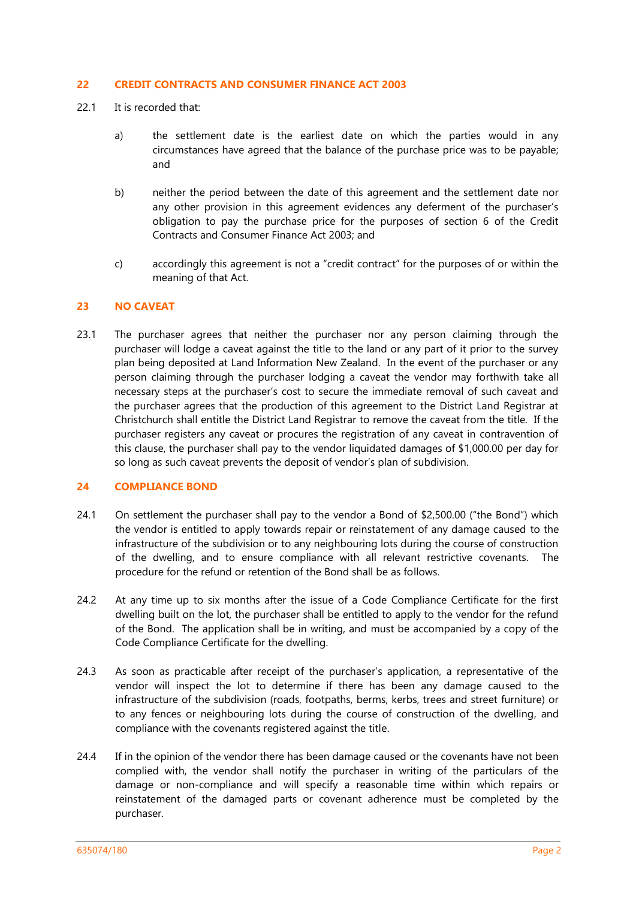## 22 CREDIT CONTRACTS AND CONSUMER FINANCE ACT 2003

22.1 It is recorded that:

a) the settlement date is the earliest date on which the parties would in any circumstances have agreed that the balance of the purchase price was to be payable; and

b) neither the period between the date of this agreement and the settlement date nor any other provision in this agreement evidences any deferment of the purchaser's obligation to pay the purchase price for the purposes of section 6 of the Credit Contracts and Consumer Finance Act 2003; and

c) accordingly this agreement is not a "credit contract" for the purposes of or within the meaning of that Act.

## 23 NO CAVEAT

23.1 The purchaser agrees that neither the purchaser nor any person claiming through the purchaser will lodge a caveat against the title to the land or any part of it prior to the survey plan being deposited at Land Information New Zealand. In the event of the purchaser or any person claiming through the purchaser lodging a caveat the vendor may forthwith take all necessary steps at the purchaser's cost to secure the immediate removal of such caveat and the purchaser agrees that the production of this agreement to the District Land Registrar at Christchurch shall entitle the District Land Registrar to remove the caveat from the title. If the purchaser registers any caveat or procures the registration of any caveat in contravention of this clause, the purchaser shall pay to the vendor liquidated damages of $1,000.00 per day for so long as such caveat prevents the deposit of vendor's plan of subdivision.

## 24 COMPLIANCE BOND

24.1 On settlement the purchaser shall pay to the vendor a Bond of $2,500.00 ("the Bond") which the vendor is entitled to apply towards repair or reinstatement of any damage caused to the infrastructure of the subdivision or to any neighbouring lots during the course of construction of the dwelling, and to ensure compliance with all relevant restrictive covenants. The procedure for the refund or retention of the Bond shall be as follows.

24.2 At any time up to six months after the issue of a Code Compliance Certificate for the first dwelling built on the lot, the purchaser shall be entitled to apply to the vendor for the refund of the Bond. The application shall be in writing, and must be accompanied by a copy of the Code Compliance Certificate for the dwelling.

24.3 As soon as practicable after receipt of the purchaser's application, a representative of the vendor will inspect the lot to determine if there has been any damage caused to the infrastructure of the subdivision (roads, footpaths, berms, kerbs, trees and street furniture) or to any fences or neighbouring lots during the course of construction of the dwelling, and compliance with the covenants registered against the title.

24.4 If in the opinion of the vendor there has been damage caused or the covenants have not been complied with, the vendor shall notify the purchaser in writing of the particulars of the damage or non-compliance and will specify a reasonable time within which repairs or reinstatement of the damaged parts or covenant adherence must be completed by the purchaser.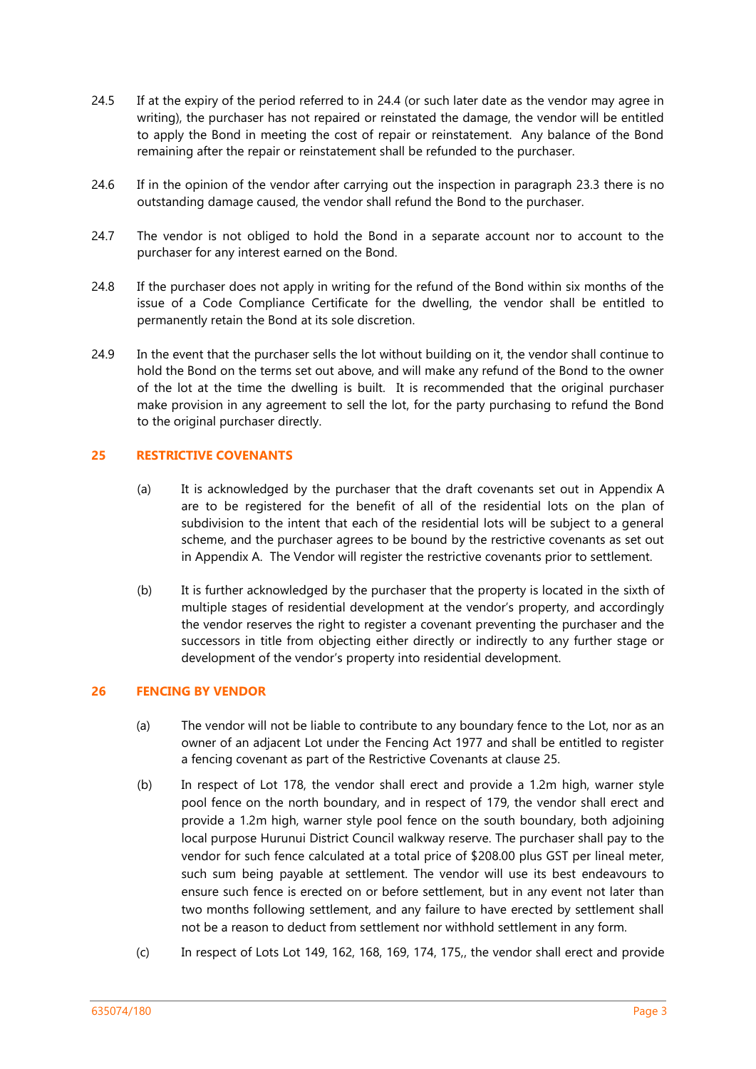24.5 If at the expiry of the period referred to in 24.4 (or such later date as the vendor may agree in writing), the purchaser has not repaired or reinstated the damage, the vendor will be entitled to apply the Bond in meeting the cost of repair or reinstatement. Any balance of the Bond remaining after the repair or reinstatement shall be refunded to the purchaser.

24.6 If in the opinion of the vendor after carrying out the inspection in paragraph 23.3 there is no outstanding damage caused, the vendor shall refund the Bond to the purchaser.

24.7 The vendor is not obliged to hold the Bond in a separate account nor to account to the purchaser for any interest earned on the Bond.

24.8 If the purchaser does not apply in writing for the refund of the Bond within six months of the issue of a Code Compliance Certificate for the dwelling, the vendor shall be entitled to permanently retain the Bond at its sole discretion.

24.9 In the event that the purchaser sells the lot without building on it, the vendor shall continue to hold the Bond on the terms set out above, and will make any refund of the Bond to the owner of the lot at the time the dwelling is built. It is recommended that the original purchaser make provision in any agreement to sell the lot, for the party purchasing to refund the Bond to the original purchaser directly.

## 25 RESTRICTIVE COVENANTS

(a) It is acknowledged by the purchaser that the draft covenants set out in Appendix A are to be registered for the benefit of all of the residential lots on the plan of subdivision to the intent that each of the residential lots will be subject to a general scheme, and the purchaser agrees to be bound by the restrictive covenants as set out in Appendix A. The Vendor will register the restrictive covenants prior to settlement.

(b) It is further acknowledged by the purchaser that the property is located in the sixth of multiple stages of residential development at the vendor's property, and accordingly the vendor reserves the right to register a covenant preventing the purchaser and the successors in title from objecting either directly or indirectly to any further stage or development of the vendor's property into residential development.

## 26 FENCING BY VENDOR

(a) The vendor will not be liable to contribute to any boundary fence to the Lot, nor as an owner of an adjacent Lot under the Fencing Act 1977 and shall be entitled to register a fencing covenant as part of the Restrictive Covenants at clause 25.

(b) In respect of Lot 178, the vendor shall erect and provide a 1.2m high, warner style pool fence on the north boundary, and in respect of 179, the vendor shall erect and provide a 1.2m high, warner style pool fence on the south boundary, both adjoining local purpose Hurunui District Council walkway reserve. The purchaser shall pay to the vendor for such fence calculated at a total price of $208.00 plus GST per lineal meter, such sum being payable at settlement. The vendor will use its best endeavours to ensure such fence is erected on or before settlement, but in any event not later than two months following settlement, and any failure to have erected by settlement shall not be a reason to deduct from settlement nor withhold settlement in any form.

(c) In respect of Lots Lot 149, 162, 168, 169, 174, 175,, the vendor shall erect and provide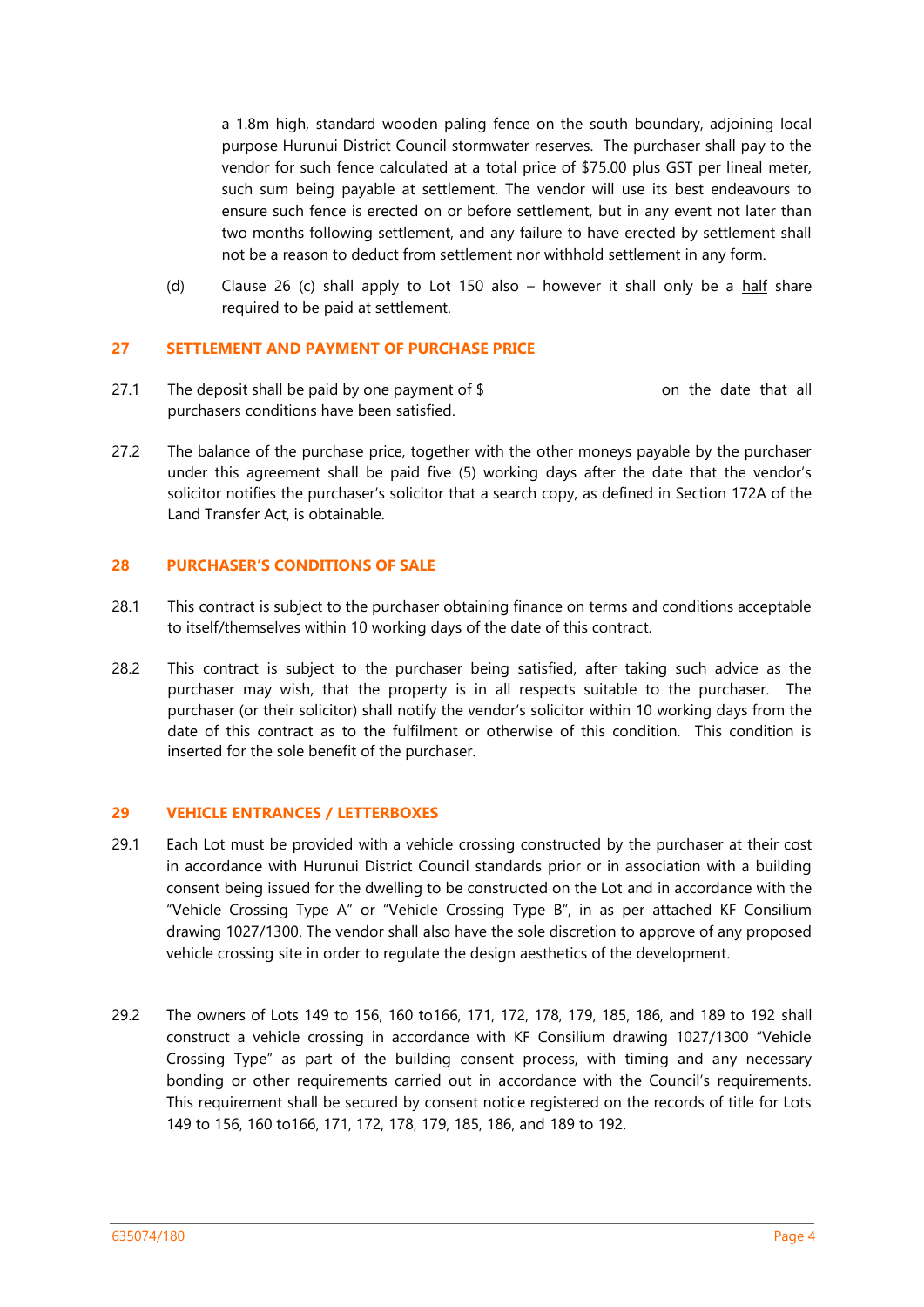a 1.8m high, standard wooden paling fence on the south boundary, adjoining local purpose Hurunui District Council stormwater reserves. The purchaser shall pay to the vendor for such fence calculated at a total price of $75.00 plus GST per lineal meter, such sum being payable at settlement. The vendor will use its best endeavours to ensure such fence is erected on or before settlement, but in any event not later than two months following settlement, and any failure to have erected by settlement shall not be a reason to deduct from settlement nor withhold settlement in any form.

(d) Clause 26 (c) shall apply to Lot 150 also – however it shall only be a <u>half</u> share required to be paid at settlement.

## 27 SETTLEMENT AND PAYMENT OF PURCHASE PRICE

27.1 The deposit shall be paid by one payment of $ on the date that all purchasers conditions have been satisfied.

27.2 The balance of the purchase price, together with the other moneys payable by the purchaser under this agreement shall be paid five (5) working days after the date that the vendor's solicitor notifies the purchaser's solicitor that a search copy, as defined in Section 172A of the Land Transfer Act, is obtainable.

## 28 PURCHASER'S CONDITIONS OF SALE

28.1 This contract is subject to the purchaser obtaining finance on terms and conditions acceptable to itself/themselves within 10 working days of the date of this contract.

28.2 This contract is subject to the purchaser being satisfied, after taking such advice as the purchaser may wish, that the property is in all respects suitable to the purchaser. The purchaser (or their solicitor) shall notify the vendor's solicitor within 10 working days from the date of this contract as to the fulfilment or otherwise of this condition. This condition is inserted for the sole benefit of the purchaser.

## 29 VEHICLE ENTRANCES / LETTERBOXES

29.1 Each Lot must be provided with a vehicle crossing constructed by the purchaser at their cost in accordance with Hurunui District Council standards prior or in association with a building consent being issued for the dwelling to be constructed on the Lot and in accordance with the "Vehicle Crossing Type A" or "Vehicle Crossing Type B", in as per attached KF Consilium drawing 1027/1300. The vendor shall also have the sole discretion to approve of any proposed vehicle crossing site in order to regulate the design aesthetics of the development.

29.2 The owners of Lots 149 to 156, 160 to166, 171, 172, 178, 179, 185, 186, and 189 to 192 shall construct a vehicle crossing in accordance with KF Consilium drawing 1027/1300 "Vehicle Crossing Type" as part of the building consent process, with timing and any necessary bonding or other requirements carried out in accordance with the Council's requirements. This requirement shall be secured by consent notice registered on the records of title for Lots 149 to 156, 160 to166, 171, 172, 178, 179, 185, 186, and 189 to 192.

635074/180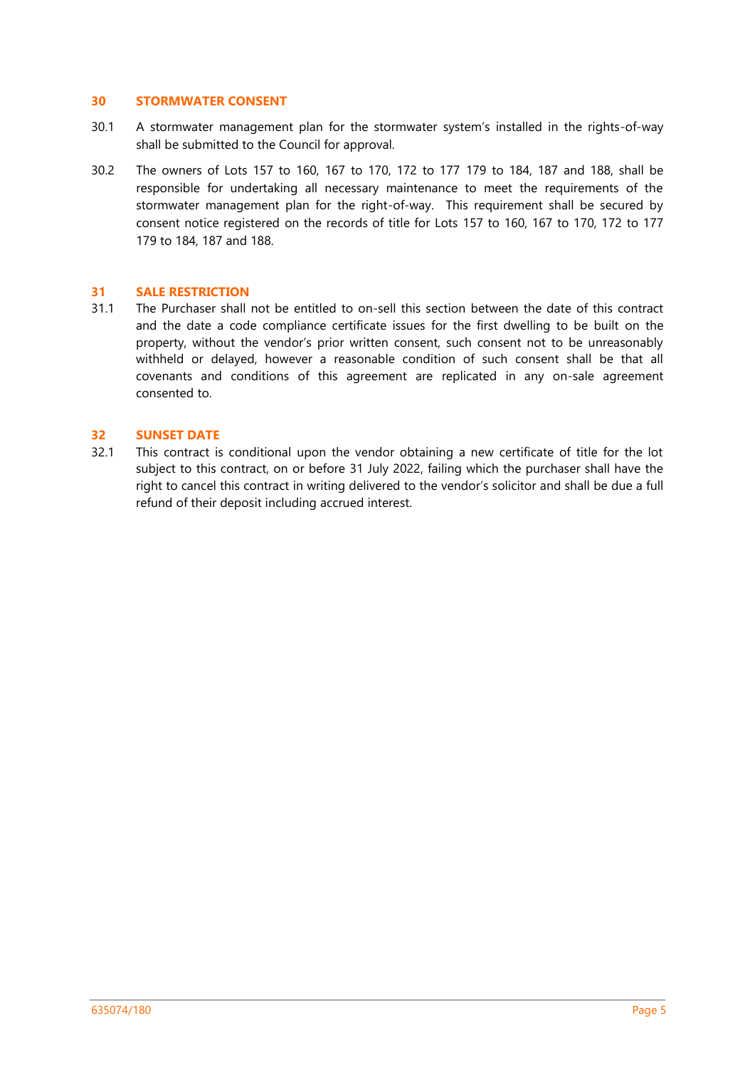## 30 STORMWATER CONSENT

30.1 A stormwater management plan for the stormwater system's installed in the rights-of-way shall be submitted to the Council for approval.

30.2 The owners of Lots 157 to 160, 167 to 170, 172 to 177 179 to 184, 187 and 188, shall be responsible for undertaking all necessary maintenance to meet the requirements of the stormwater management plan for the right-of-way. This requirement shall be secured by consent notice registered on the records of title for Lots 157 to 160, 167 to 170, 172 to 177 179 to 184, 187 and 188.

## 31 SALE RESTRICTION

31.1 The Purchaser shall not be entitled to on-sell this section between the date of this contract and the date a code compliance certificate issues for the first dwelling to be built on the property, without the vendor's prior written consent, such consent not to be unreasonably withheld or delayed, however a reasonable condition of such consent shall be that all covenants and conditions of this agreement are replicated in any on-sale agreement consented to.

## 32 SUNSET DATE

32.1 This contract is conditional upon the vendor obtaining a new certificate of title for the lot subject to this contract, on or before 31 July 2022, failing which the purchaser shall have the right to cancel this contract in writing delivered to the vendor's solicitor and shall be due a full refund of their deposit including accrued interest.